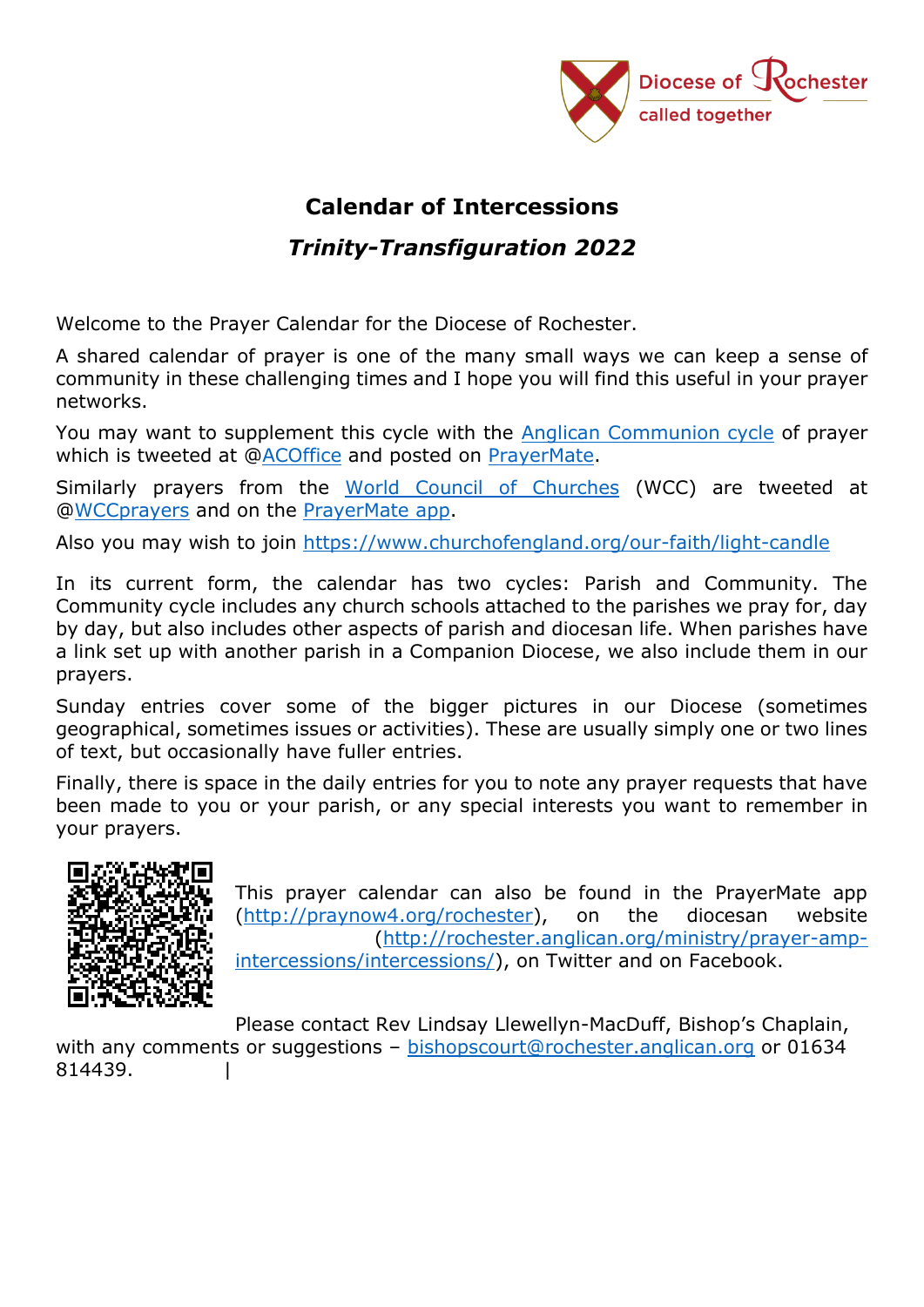Diocese of Rochester
called together

# Calendar of Intercessions

## *Trinity-Transfiguration 2022*

Welcome to the Prayer Calendar for the Diocese of Rochester.

A shared calendar of prayer is one of the many small ways we can keep a sense of community in these challenging times and I hope you will find this useful in your prayer networks.

You may want to supplement this cycle with the Anglican Communion cycle of prayer which is tweeted at @ACOffice and posted on PrayerMate.

Similarly prayers from the World Council of Churches (WCC) are tweeted at @WCCprayers and on the PrayerMate app.

Also you may wish to join https://www.churchofengland.org/our-faith/light-candle

In its current form, the calendar has two cycles: Parish and Community. The Community cycle includes any church schools attached to the parishes we pray for, day by day, but also includes other aspects of parish and diocesan life. When parishes have a link set up with another parish in a Companion Diocese, we also include them in our prayers.

Sunday entries cover some of the bigger pictures in our Diocese (sometimes geographical, sometimes issues or activities). These are usually simply one or two lines of text, but occasionally have fuller entries.

Finally, there is space in the daily entries for you to note any prayer requests that have been made to you or your parish, or any special interests you want to remember in your prayers.

This prayer calendar can also be found in the PrayerMate app (http://praynow4.org/rochester), on the diocesan website (http://rochester.anglican.org/ministry/prayer-amp-intercessions/intercessions/), on Twitter and on Facebook.

Please contact Rev Lindsay Llewellyn-MacDuff, Bishop's Chaplain, with any comments or suggestions – bishopscourt@rochester.anglican.org or 01634 814439.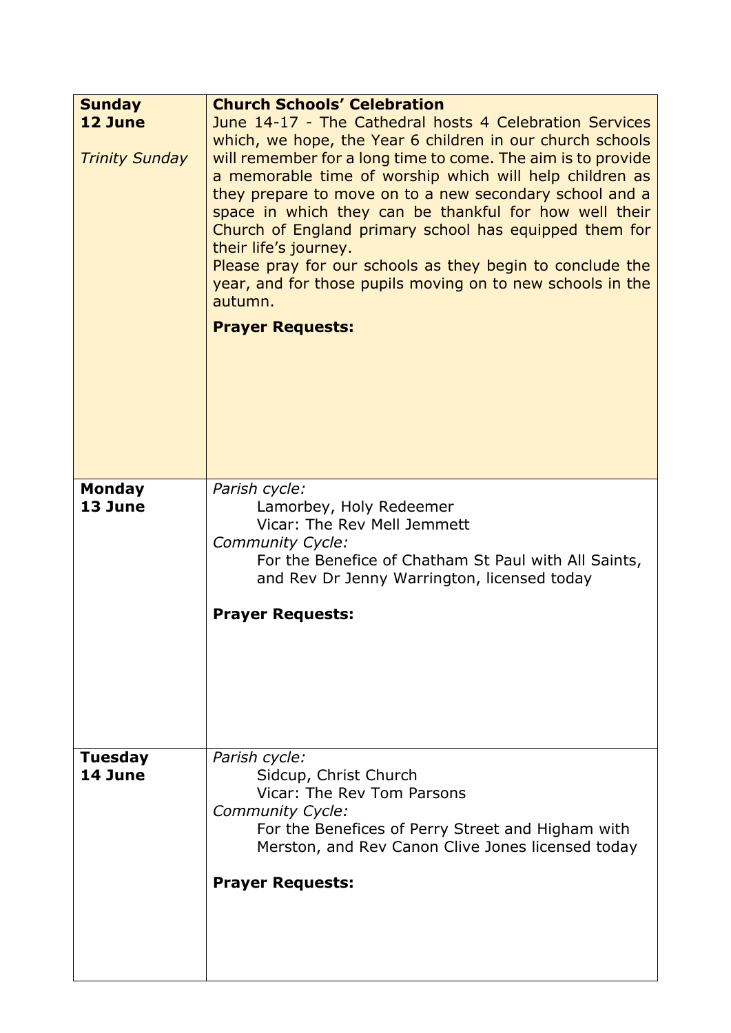| | |
|---|---|
| **Sunday**<br>**12 June**<br><br>*Trinity Sunday* | **Church Schools' Celebration**<br>June 14-17 - The Cathedral hosts 4 Celebration Services which, we hope, the Year 6 children in our church schools will remember for a long time to come. The aim is to provide a memorable time of worship which will help children as they prepare to move on to a new secondary school and a space in which they can be thankful for how well their Church of England primary school has equipped them for their life's journey.<br>Please pray for our schools as they begin to conclude the year, and for those pupils moving on to new schools in the autumn.<br><br>**Prayer Requests:** |
| **Monday**<br>**13 June** | *Parish cycle:*<br>Lamorbey, Holy Redeemer<br>Vicar: The Rev Mell Jemmett<br>*Community Cycle:*<br>For the Benefice of Chatham St Paul with All Saints, and Rev Dr Jenny Warrington, licensed today<br><br>**Prayer Requests:** |
| **Tuesday**<br>**14 June** | *Parish cycle:*<br>Sidcup, Christ Church<br>Vicar: The Rev Tom Parsons<br>*Community Cycle:*<br>For the Benefices of Perry Street and Higham with Merston, and Rev Canon Clive Jones licensed today<br><br>**Prayer Requests:** |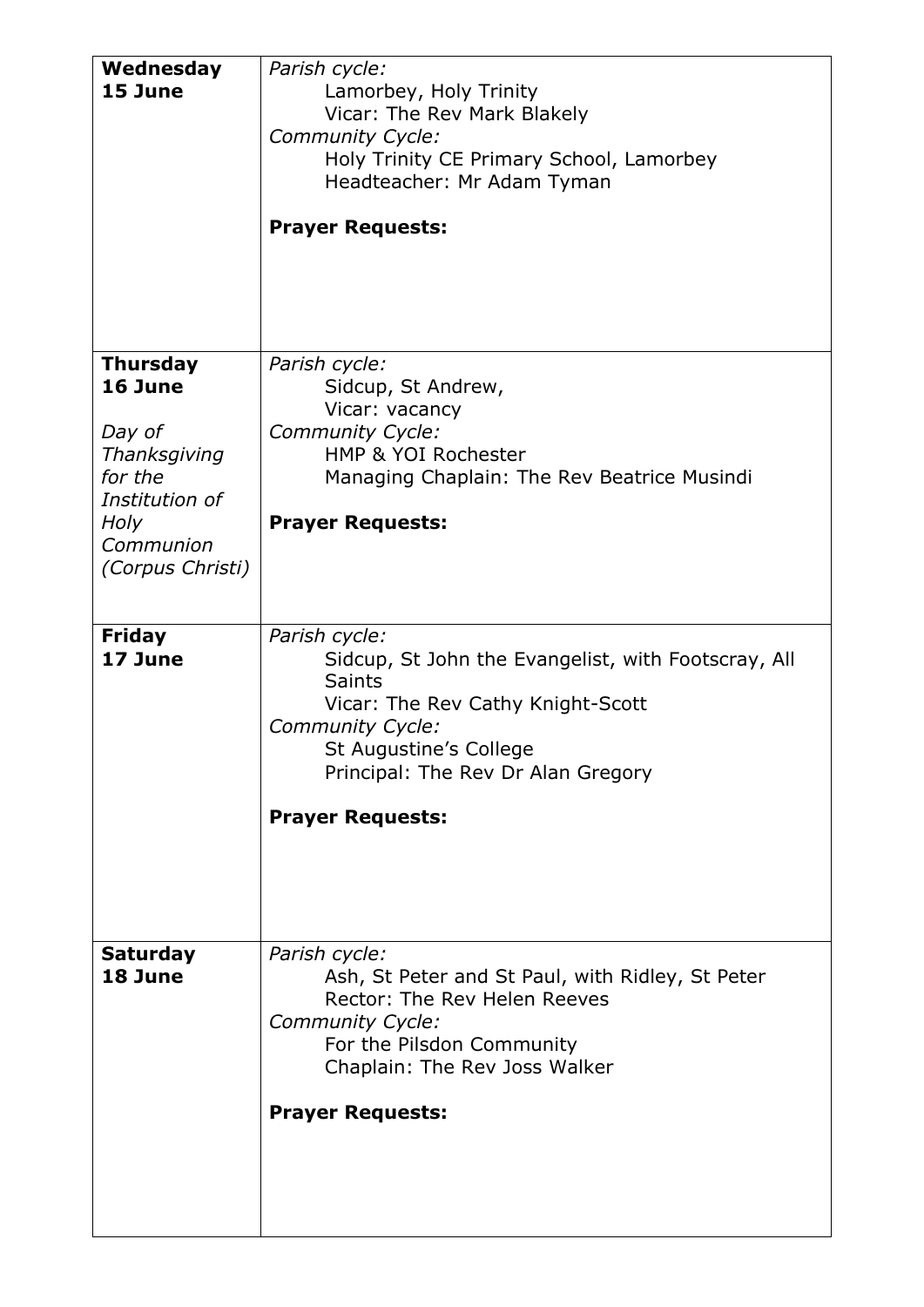| | |
|---|---|
| **Wednesday 15 June** | *Parish cycle:*<br>Lamorbey, Holy Trinity<br>Vicar: The Rev Mark Blakely<br>*Community Cycle:*<br>Holy Trinity CE Primary School, Lamorbey<br>Headteacher: Mr Adam Tyman<br><br>**Prayer Requests:** |
| **Thursday 16 June**<br><br>*Day of Thanksgiving for the Institution of Holy Communion (Corpus Christi)* | *Parish cycle:*<br>Sidcup, St Andrew,<br>Vicar: vacancy<br>*Community Cycle:*<br>HMP & YOI Rochester<br>Managing Chaplain: The Rev Beatrice Musindi<br><br>**Prayer Requests:** |
| **Friday 17 June** | *Parish cycle:*<br>Sidcup, St John the Evangelist, with Footscray, All Saints<br>Vicar: The Rev Cathy Knight-Scott<br>*Community Cycle:*<br>St Augustine's College<br>Principal: The Rev Dr Alan Gregory<br><br>**Prayer Requests:** |
| **Saturday 18 June** | *Parish cycle:*<br>Ash, St Peter and St Paul, with Ridley, St Peter<br>Rector: The Rev Helen Reeves<br>*Community Cycle:*<br>For the Pilsdon Community<br>Chaplain: The Rev Joss Walker<br><br>**Prayer Requests:** |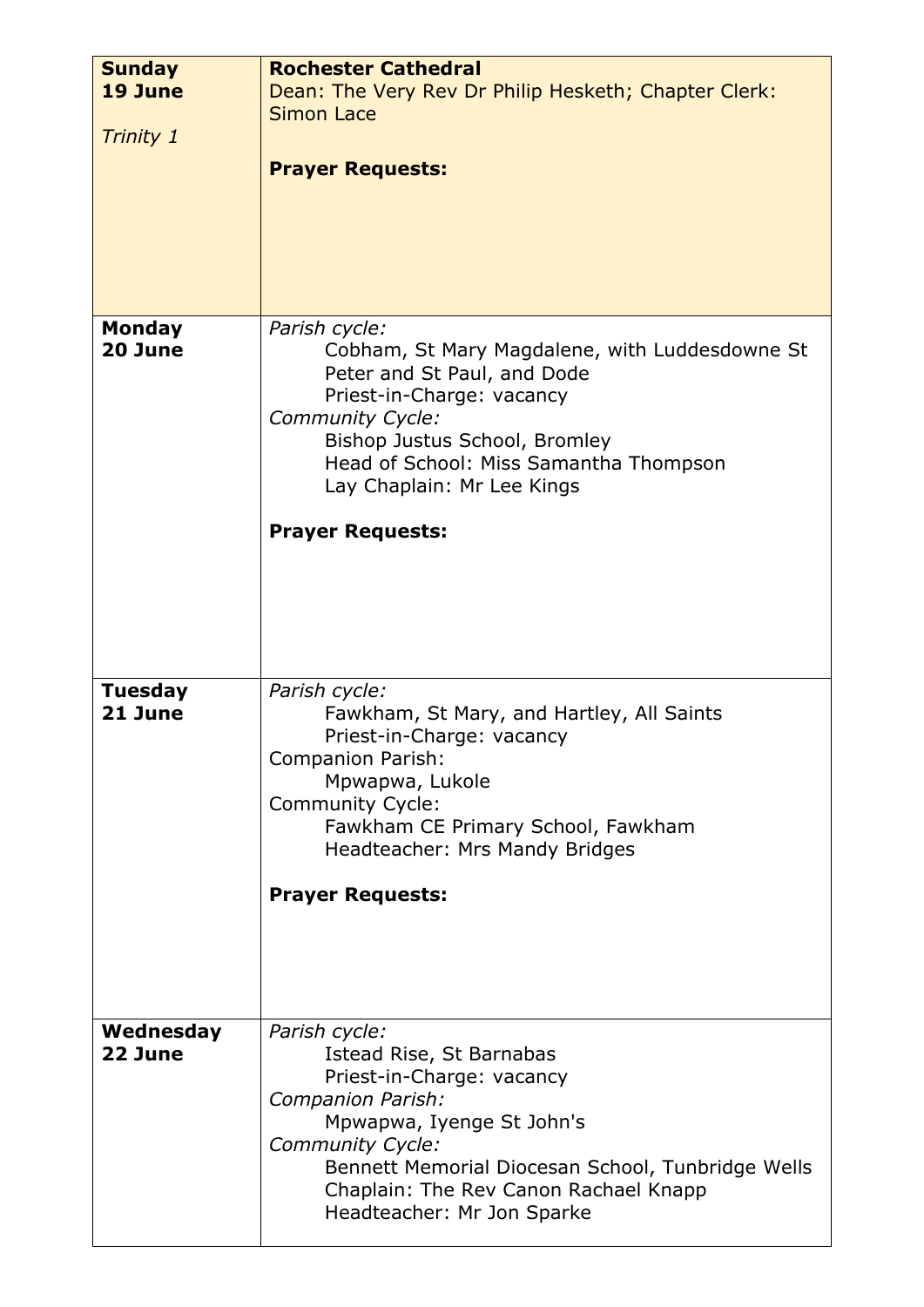| | |
|---|---|
| **Sunday 19 June**<br><br>*Trinity 1* | **Rochester Cathedral**<br>Dean: The Very Rev Dr Philip Hesketh; Chapter Clerk: Simon Lace<br><br>**Prayer Requests:** |
| **Monday 20 June** | *Parish cycle:*<br>Cobham, St Mary Magdalene, with Luddesdowne St Peter and St Paul, and Dode<br>Priest-in-Charge: vacancy<br>*Community Cycle:*<br>Bishop Justus School, Bromley<br>Head of School: Miss Samantha Thompson<br>Lay Chaplain: Mr Lee Kings<br><br>**Prayer Requests:** |
| **Tuesday 21 June** | *Parish cycle:*<br>Fawkham, St Mary, and Hartley, All Saints<br>Priest-in-Charge: vacancy<br>Companion Parish:<br>Mpwapwa, Lukole<br>Community Cycle:<br>Fawkham CE Primary School, Fawkham<br>Headteacher: Mrs Mandy Bridges<br><br>**Prayer Requests:** |
| **Wednesday 22 June** | *Parish cycle:*<br>Istead Rise, St Barnabas<br>Priest-in-Charge: vacancy<br>*Companion Parish:*<br>Mpwapwa, Iyenge St John's<br>*Community Cycle:*<br>Bennett Memorial Diocesan School, Tunbridge Wells<br>Chaplain: The Rev Canon Rachael Knapp<br>Headteacher: Mr Jon Sparke |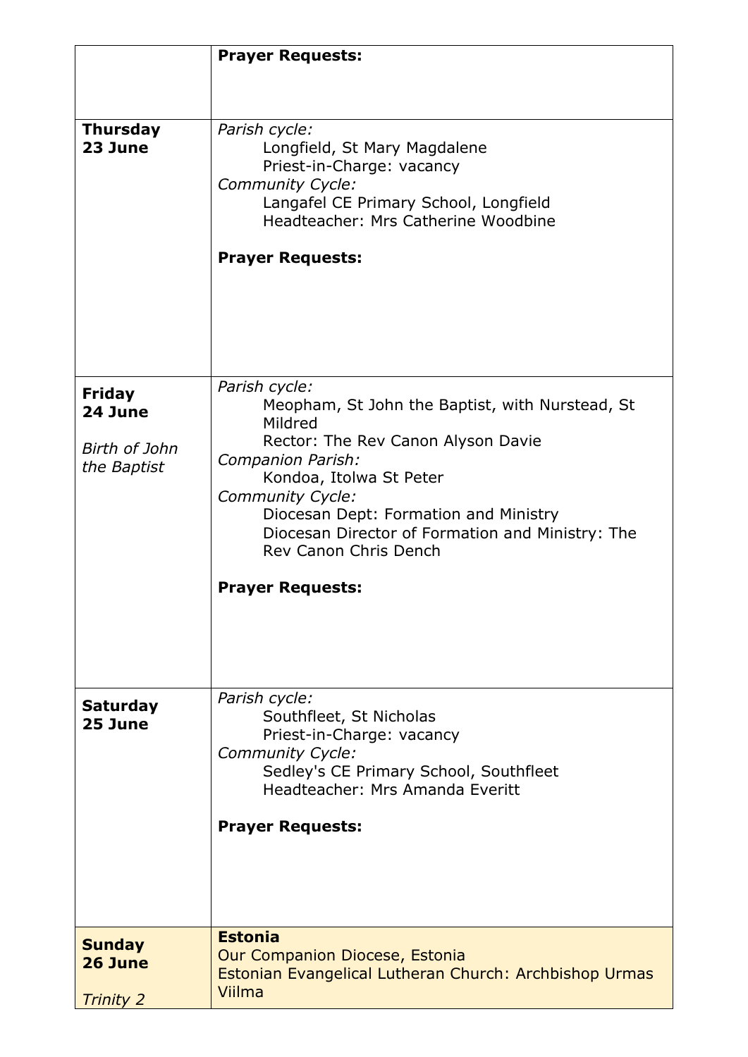| | |
|---|---|
| | **Prayer Requests:** |
| **Thursday 23 June** | *Parish cycle:*<br>Longfield, St Mary Magdalene<br>Priest-in-Charge: vacancy<br>*Community Cycle:*<br>Langafel CE Primary School, Longfield<br>Headteacher: Mrs Catherine Woodbine<br><br>**Prayer Requests:** |
| **Friday 24 June**<br><br>*Birth of John the Baptist* | *Parish cycle:*<br>Meopham, St John the Baptist, with Nurstead, St Mildred<br>Rector: The Rev Canon Alyson Davie<br>*Companion Parish:*<br>Kondoa, Itolwa St Peter<br>*Community Cycle:*<br>Diocesan Dept: Formation and Ministry<br>Diocesan Director of Formation and Ministry: The Rev Canon Chris Dench<br><br>**Prayer Requests:** |
| **Saturday 25 June** | *Parish cycle:*<br>Southfleet, St Nicholas<br>Priest-in-Charge: vacancy<br>*Community Cycle:*<br>Sedley's CE Primary School, Southfleet<br>Headteacher: Mrs Amanda Everitt<br><br>**Prayer Requests:** |
| **Sunday 26 June**<br><br>*Trinity 2* | **Estonia**<br>Our Companion Diocese, Estonia<br>Estonian Evangelical Lutheran Church: Archbishop Urmas Viilma |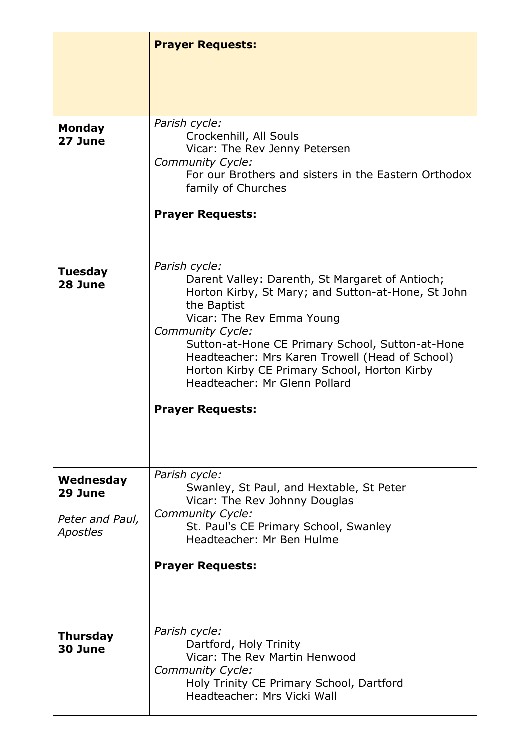| | |
|---|---|
| | **Prayer Requests:** |
| **Monday**<br>**27 June** | *Parish cycle:*<br>Crockenhill, All Souls<br>Vicar: The Rev Jenny Petersen<br>*Community Cycle:*<br>For our Brothers and sisters in the Eastern Orthodox family of Churches<br><br>**Prayer Requests:** |
| **Tuesday**<br>**28 June** | *Parish cycle:*<br>Darent Valley: Darenth, St Margaret of Antioch; Horton Kirby, St Mary; and Sutton-at-Hone, St John the Baptist<br>Vicar: The Rev Emma Young<br>*Community Cycle:*<br>Sutton-at-Hone CE Primary School, Sutton-at-Hone<br>Headteacher: Mrs Karen Trowell (Head of School)<br>Horton Kirby CE Primary School, Horton Kirby<br>Headteacher: Mr Glenn Pollard<br><br>**Prayer Requests:** |
| **Wednesday**<br>**29 June**<br><br>*Peter and Paul, Apostles* | *Parish cycle:*<br>Swanley, St Paul, and Hextable, St Peter<br>Vicar: The Rev Johnny Douglas<br>*Community Cycle:*<br>St. Paul's CE Primary School, Swanley<br>Headteacher: Mr Ben Hulme<br><br>**Prayer Requests:** |
| **Thursday**<br>**30 June** | *Parish cycle:*<br>Dartford, Holy Trinity<br>Vicar: The Rev Martin Henwood<br>*Community Cycle:*<br>Holy Trinity CE Primary School, Dartford<br>Headteacher: Mrs Vicki Wall |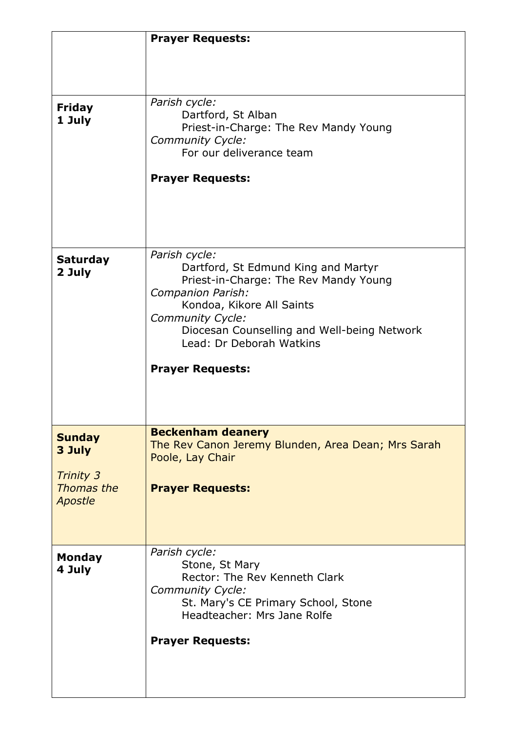| | |
|---|---|
| | **Prayer Requests:** |
| **Friday**<br>**1 July** | *Parish cycle:*<br>Dartford, St Alban<br>Priest-in-Charge: The Rev Mandy Young<br>*Community Cycle:*<br>For our deliverance team<br><br>**Prayer Requests:** |
| **Saturday**<br>**2 July** | *Parish cycle:*<br>Dartford, St Edmund King and Martyr<br>Priest-in-Charge: The Rev Mandy Young<br>*Companion Parish:*<br>Kondoa, Kikore All Saints<br>*Community Cycle:*<br>Diocesan Counselling and Well-being Network<br>Lead: Dr Deborah Watkins<br><br>**Prayer Requests:** |
| **Sunday**<br>**3 July**<br><br>*Trinity 3*<br>*Thomas the Apostle* | **Beckenham deanery**<br>The Rev Canon Jeremy Blunden, Area Dean; Mrs Sarah Poole, Lay Chair<br><br>**Prayer Requests:** |
| **Monday**<br>**4 July** | *Parish cycle:*<br>Stone, St Mary<br>Rector: The Rev Kenneth Clark<br>*Community Cycle:*<br>St. Mary's CE Primary School, Stone<br>Headteacher: Mrs Jane Rolfe<br><br>**Prayer Requests:** |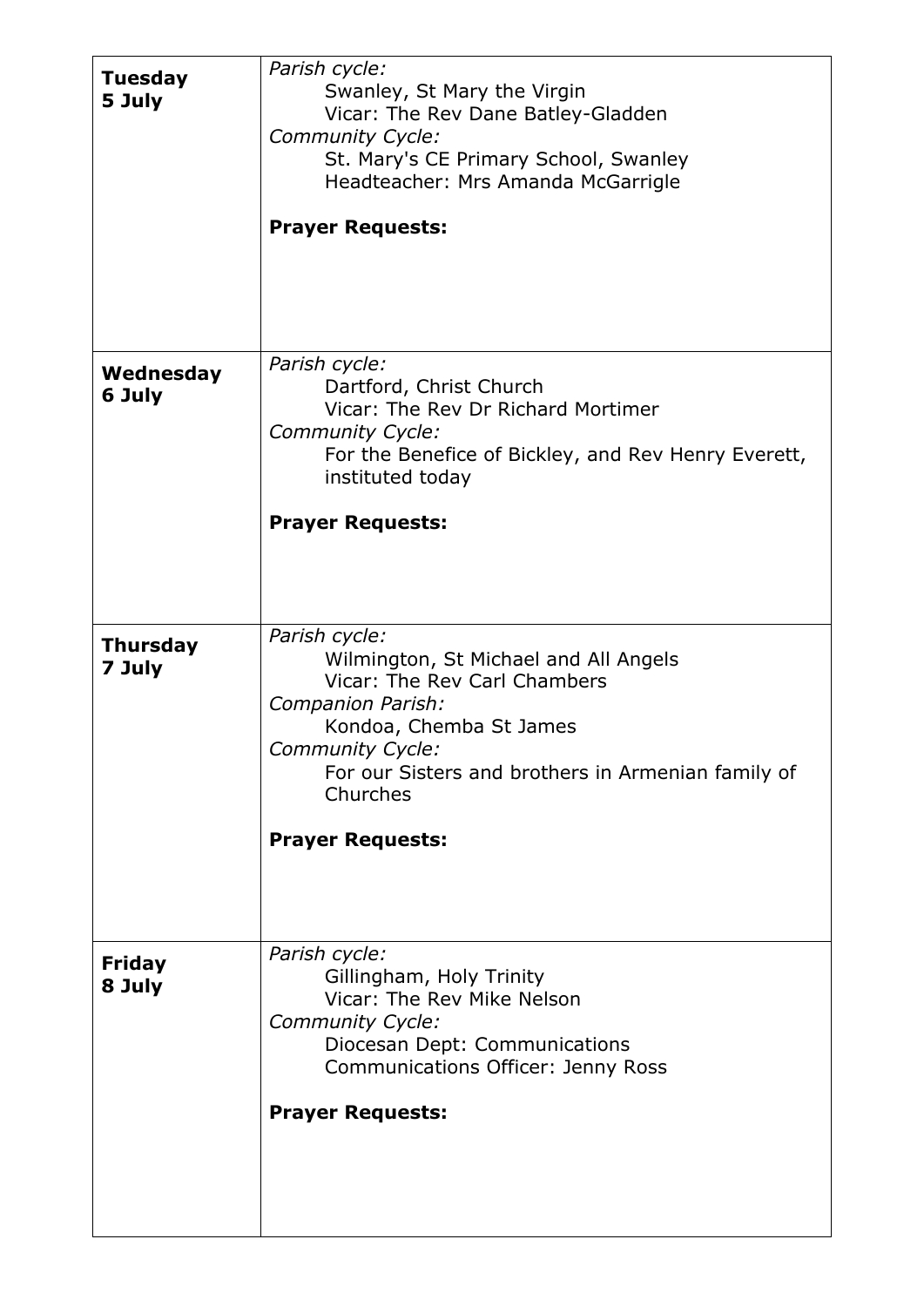| | |
|---|---|
| **Tuesday 5 July** | *Parish cycle:*<br>Swanley, St Mary the Virgin<br>Vicar: The Rev Dane Batley-Gladden<br>*Community Cycle:*<br>St. Mary's CE Primary School, Swanley<br>Headteacher: Mrs Amanda McGarrigle<br><br>**Prayer Requests:** |
| **Wednesday 6 July** | *Parish cycle:*<br>Dartford, Christ Church<br>Vicar: The Rev Dr Richard Mortimer<br>*Community Cycle:*<br>For the Benefice of Bickley, and Rev Henry Everett, instituted today<br><br>**Prayer Requests:** |
| **Thursday 7 July** | *Parish cycle:*<br>Wilmington, St Michael and All Angels<br>Vicar: The Rev Carl Chambers<br>*Companion Parish:*<br>Kondoa, Chemba St James<br>*Community Cycle:*<br>For our Sisters and brothers in Armenian family of Churches<br><br>**Prayer Requests:** |
| **Friday 8 July** | *Parish cycle:*<br>Gillingham, Holy Trinity<br>Vicar: The Rev Mike Nelson<br>*Community Cycle:*<br>Diocesan Dept: Communications<br>Communications Officer: Jenny Ross<br><br>**Prayer Requests:** |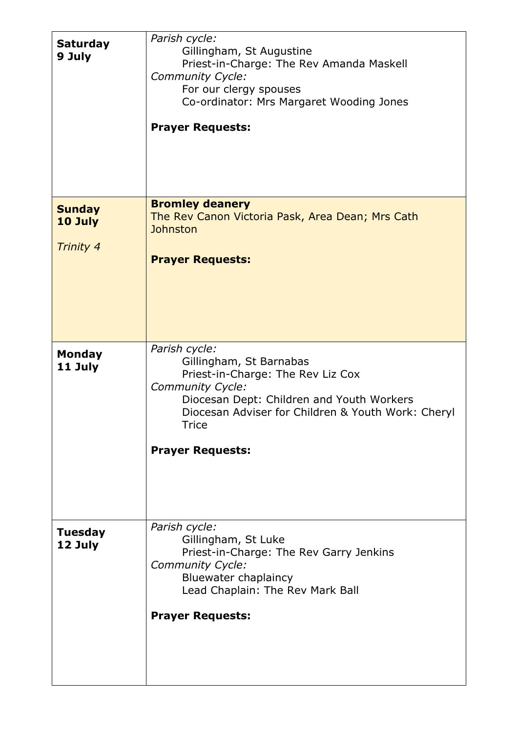| | |
|---|---|
| **Saturday 9 July** | *Parish cycle:*<br>Gillingham, St Augustine<br>Priest-in-Charge: The Rev Amanda Maskell<br>*Community Cycle:*<br>For our clergy spouses<br>Co-ordinator: Mrs Margaret Wooding Jones<br><br>**Prayer Requests:** |
| **Sunday 10 July**<br><br>*Trinity 4* | **Bromley deanery**<br>The Rev Canon Victoria Pask, Area Dean; Mrs Cath Johnston<br><br>**Prayer Requests:** |
| **Monday 11 July** | *Parish cycle:*<br>Gillingham, St Barnabas<br>Priest-in-Charge: The Rev Liz Cox<br>*Community Cycle:*<br>Diocesan Dept: Children and Youth Workers<br>Diocesan Adviser for Children & Youth Work: Cheryl Trice<br><br>**Prayer Requests:** |
| **Tuesday 12 July** | *Parish cycle:*<br>Gillingham, St Luke<br>Priest-in-Charge: The Rev Garry Jenkins<br>*Community Cycle:*<br>Bluewater chaplaincy<br>Lead Chaplain: The Rev Mark Ball<br><br>**Prayer Requests:** |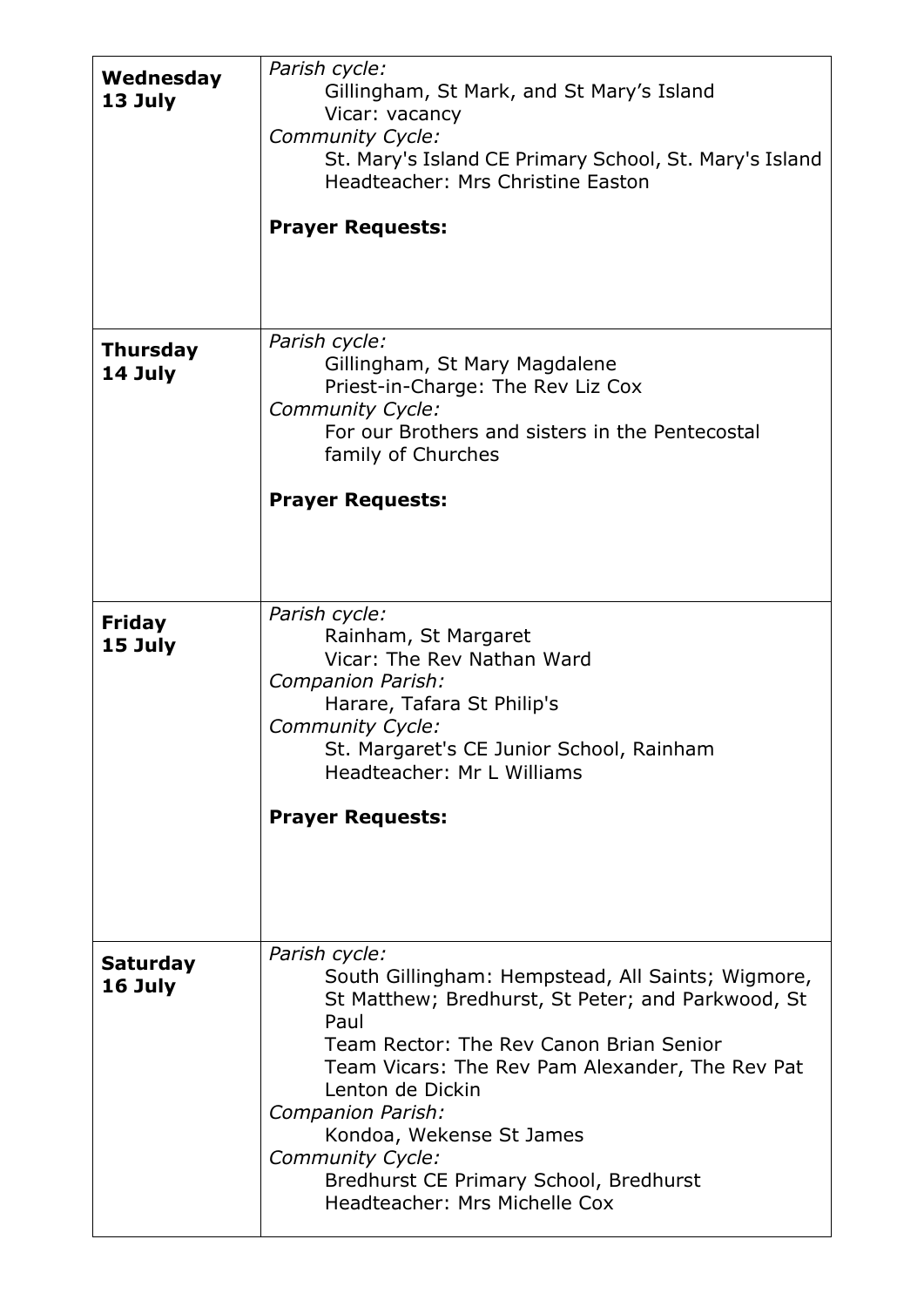| | |
|---|---|
| **Wednesday 13 July** | *Parish cycle:*<br>Gillingham, St Mark, and St Mary's Island<br>Vicar: vacancy<br>*Community Cycle:*<br>St. Mary's Island CE Primary School, St. Mary's Island<br>Headteacher: Mrs Christine Easton<br><br>**Prayer Requests:** |
| **Thursday 14 July** | *Parish cycle:*<br>Gillingham, St Mary Magdalene<br>Priest-in-Charge: The Rev Liz Cox<br>*Community Cycle:*<br>For our Brothers and sisters in the Pentecostal family of Churches<br><br>**Prayer Requests:** |
| **Friday 15 July** | *Parish cycle:*<br>Rainham, St Margaret<br>Vicar: The Rev Nathan Ward<br>*Companion Parish:*<br>Harare, Tafara St Philip's<br>*Community Cycle:*<br>St. Margaret's CE Junior School, Rainham<br>Headteacher: Mr L Williams<br><br>**Prayer Requests:** |
| **Saturday 16 July** | *Parish cycle:*<br>South Gillingham: Hempstead, All Saints; Wigmore, St Matthew; Bredhurst, St Peter; and Parkwood, St Paul<br>Team Rector: The Rev Canon Brian Senior<br>Team Vicars: The Rev Pam Alexander, The Rev Pat Lenton de Dickin<br>*Companion Parish:*<br>Kondoa, Wekense St James<br>*Community Cycle:*<br>Bredhurst CE Primary School, Bredhurst<br>Headteacher: Mrs Michelle Cox |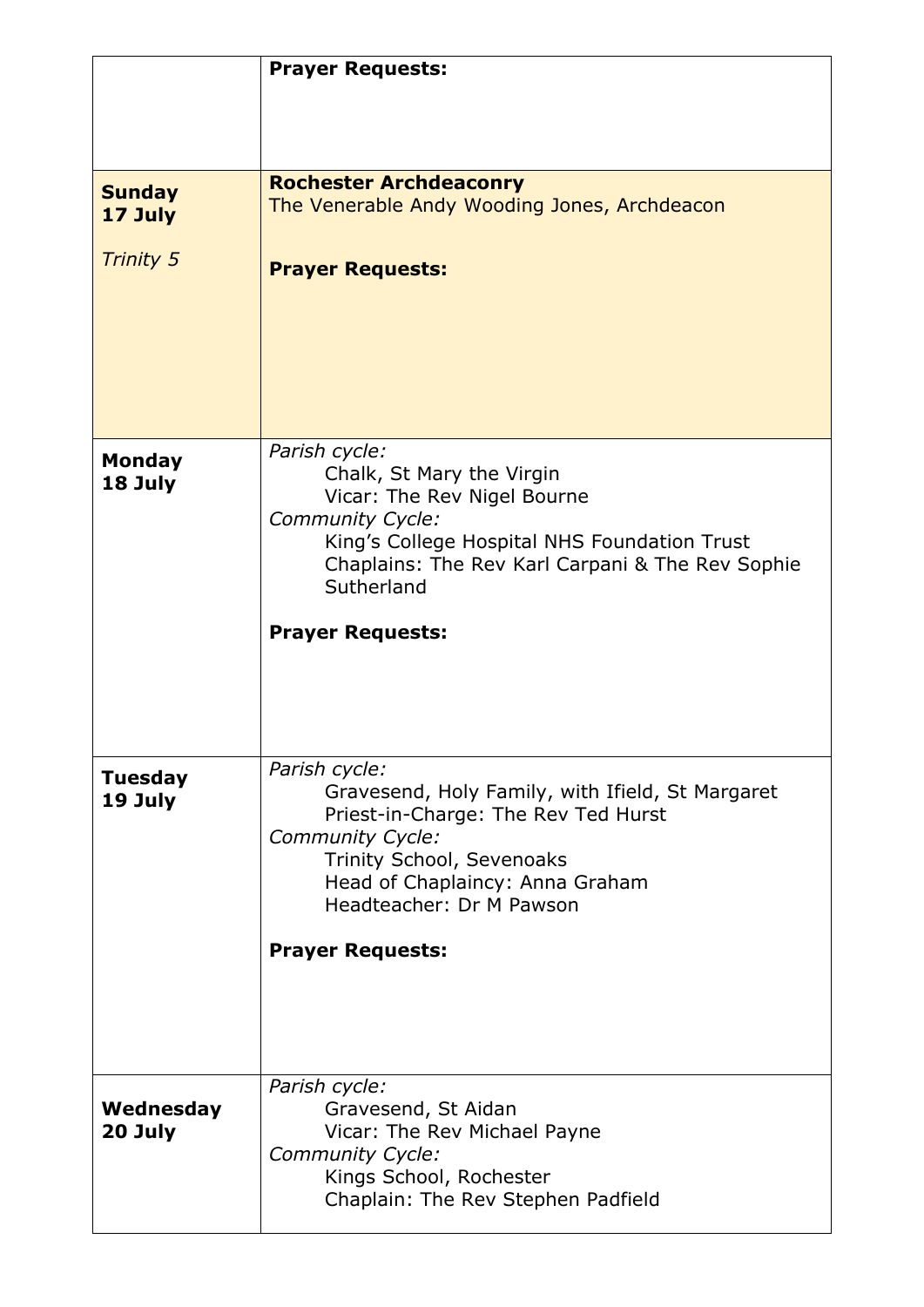| | |
|---|---|
| | **Prayer Requests:** |
| **Sunday 17 July**<br><br>*Trinity 5* | **Rochester Archdeaconry**<br>The Venerable Andy Wooding Jones, Archdeacon<br><br>**Prayer Requests:** |
| **Monday 18 July** | *Parish cycle:*<br>Chalk, St Mary the Virgin<br>Vicar: The Rev Nigel Bourne<br>*Community Cycle:*<br>King's College Hospital NHS Foundation Trust<br>Chaplains: The Rev Karl Carpani & The Rev Sophie Sutherland<br><br>**Prayer Requests:** |
| **Tuesday 19 July** | *Parish cycle:*<br>Gravesend, Holy Family, with Ifield, St Margaret<br>Priest-in-Charge: The Rev Ted Hurst<br>*Community Cycle:*<br>Trinity School, Sevenoaks<br>Head of Chaplaincy: Anna Graham<br>Headteacher: Dr M Pawson<br><br>**Prayer Requests:** |
| **Wednesday 20 July** | *Parish cycle:*<br>Gravesend, St Aidan<br>Vicar: The Rev Michael Payne<br>*Community Cycle:*<br>Kings School, Rochester<br>Chaplain: The Rev Stephen Padfield |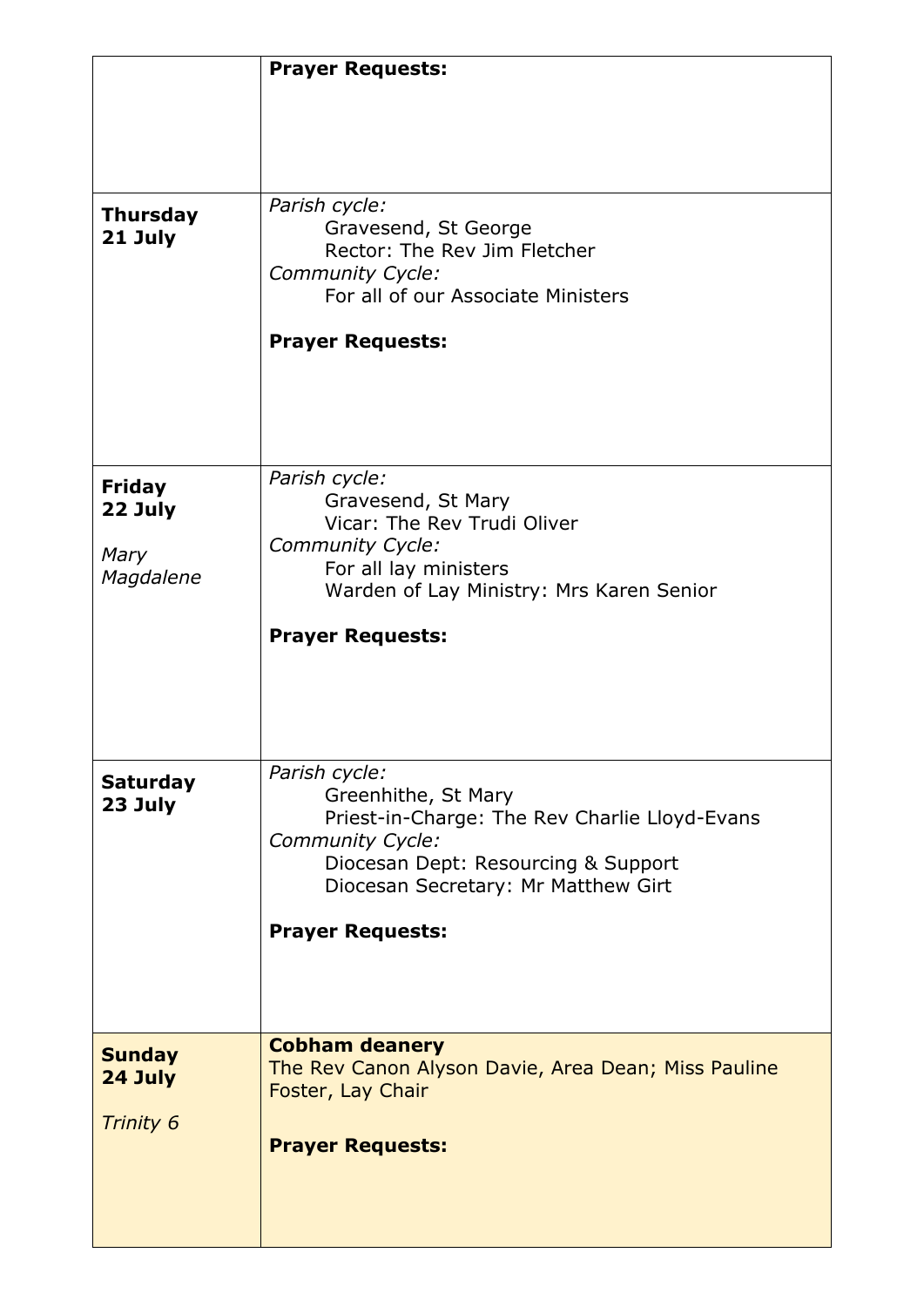| | |
|---|---|
| | **Prayer Requests:** |
| **Thursday 21 July** | *Parish cycle:*<br>Gravesend, St George<br>Rector: The Rev Jim Fletcher<br>*Community Cycle:*<br>For all of our Associate Ministers<br><br>**Prayer Requests:** |
| **Friday 22 July**<br><br>*Mary Magdalene* | *Parish cycle:*<br>Gravesend, St Mary<br>Vicar: The Rev Trudi Oliver<br>*Community Cycle:*<br>For all lay ministers<br>Warden of Lay Ministry: Mrs Karen Senior<br><br>**Prayer Requests:** |
| **Saturday 23 July** | *Parish cycle:*<br>Greenhithe, St Mary<br>Priest-in-Charge: The Rev Charlie Lloyd-Evans<br>*Community Cycle:*<br>Diocesan Dept: Resourcing & Support<br>Diocesan Secretary: Mr Matthew Girt<br><br>**Prayer Requests:** |
| **Sunday 24 July**<br><br>*Trinity 6* | **Cobham deanery**<br>The Rev Canon Alyson Davie, Area Dean; Miss Pauline Foster, Lay Chair<br><br>**Prayer Requests:** |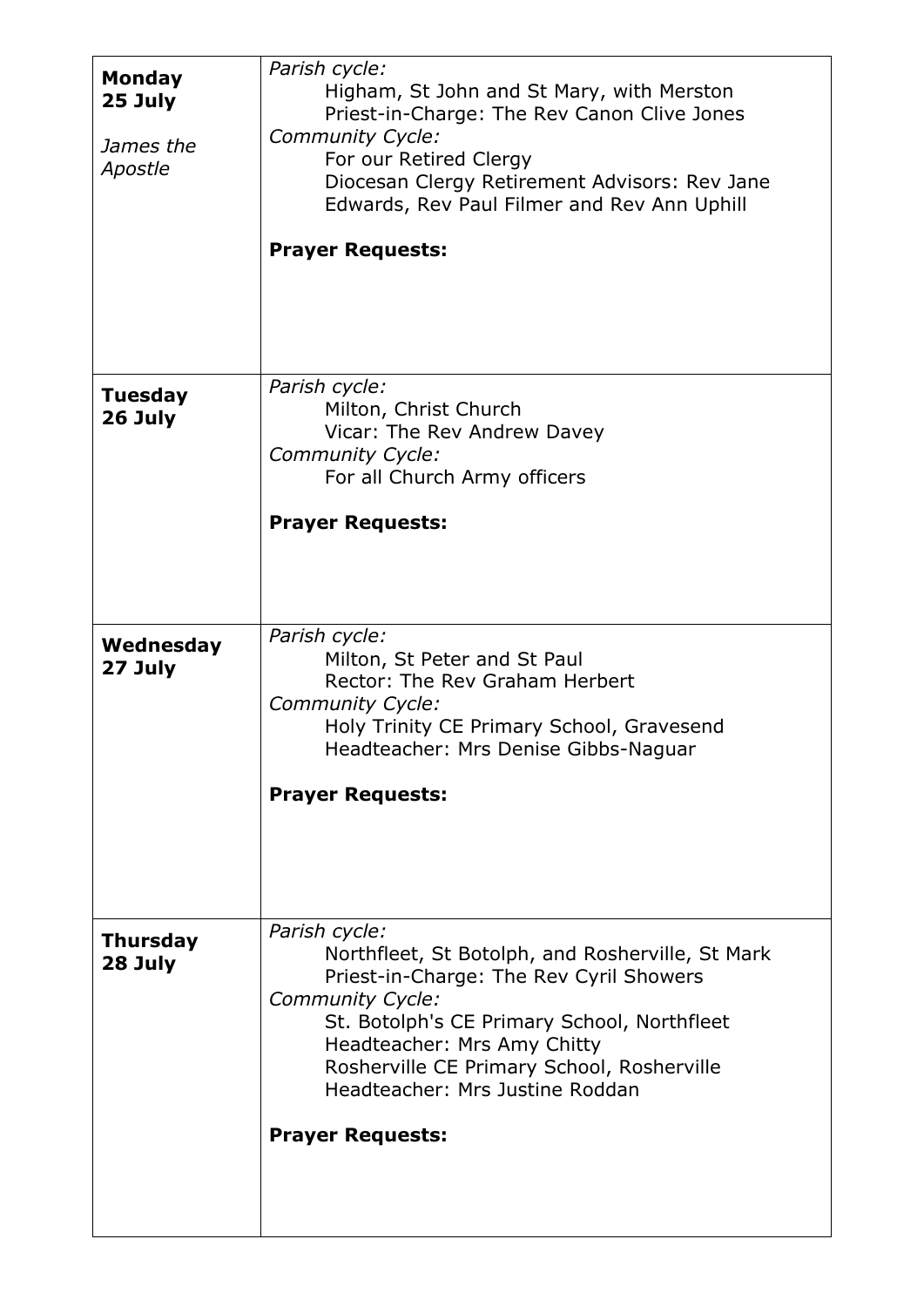| | |
|---|---|
| **Monday 25 July**<br><br>*James the Apostle* | *Parish cycle:*<br>Higham, St John and St Mary, with Merston<br>Priest-in-Charge: The Rev Canon Clive Jones<br>*Community Cycle:*<br>For our Retired Clergy<br>Diocesan Clergy Retirement Advisors: Rev Jane Edwards, Rev Paul Filmer and Rev Ann Uphill<br><br>**Prayer Requests:** |
| **Tuesday 26 July** | *Parish cycle:*<br>Milton, Christ Church<br>Vicar: The Rev Andrew Davey<br>*Community Cycle:*<br>For all Church Army officers<br><br>**Prayer Requests:** |
| **Wednesday 27 July** | *Parish cycle:*<br>Milton, St Peter and St Paul<br>Rector: The Rev Graham Herbert<br>*Community Cycle:*<br>Holy Trinity CE Primary School, Gravesend<br>Headteacher: Mrs Denise Gibbs-Naguar<br><br>**Prayer Requests:** |
| **Thursday 28 July** | *Parish cycle:*<br>Northfleet, St Botolph, and Rosherville, St Mark<br>Priest-in-Charge: The Rev Cyril Showers<br>*Community Cycle:*<br>St. Botolph's CE Primary School, Northfleet<br>Headteacher: Mrs Amy Chitty<br>Rosherville CE Primary School, Rosherville<br>Headteacher: Mrs Justine Roddan<br><br>**Prayer Requests:** |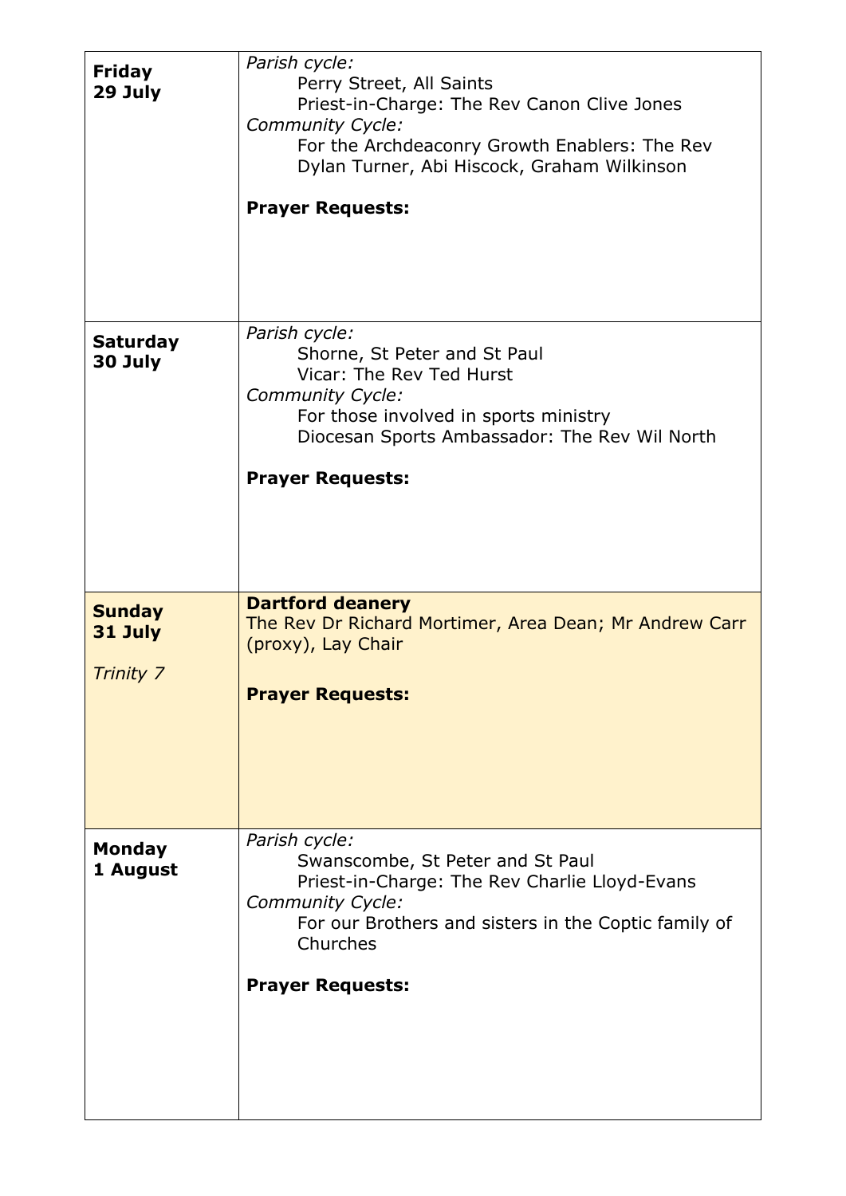| | |
|---|---|
| **Friday 29 July** | *Parish cycle:*<br>Perry Street, All Saints<br>Priest-in-Charge: The Rev Canon Clive Jones<br>*Community Cycle:*<br>For the Archdeaconry Growth Enablers: The Rev Dylan Turner, Abi Hiscock, Graham Wilkinson<br><br>**Prayer Requests:** |
| **Saturday 30 July** | *Parish cycle:*<br>Shorne, St Peter and St Paul<br>Vicar: The Rev Ted Hurst<br>*Community Cycle:*<br>For those involved in sports ministry<br>Diocesan Sports Ambassador: The Rev Wil North<br><br>**Prayer Requests:** |
| **Sunday 31 July**<br><br>*Trinity 7* | **Dartford deanery**<br>The Rev Dr Richard Mortimer, Area Dean; Mr Andrew Carr (proxy), Lay Chair<br><br>**Prayer Requests:** |
| **Monday 1 August** | *Parish cycle:*<br>Swanscombe, St Peter and St Paul<br>Priest-in-Charge: The Rev Charlie Lloyd-Evans<br>*Community Cycle:*<br>For our Brothers and sisters in the Coptic family of Churches<br><br>**Prayer Requests:** |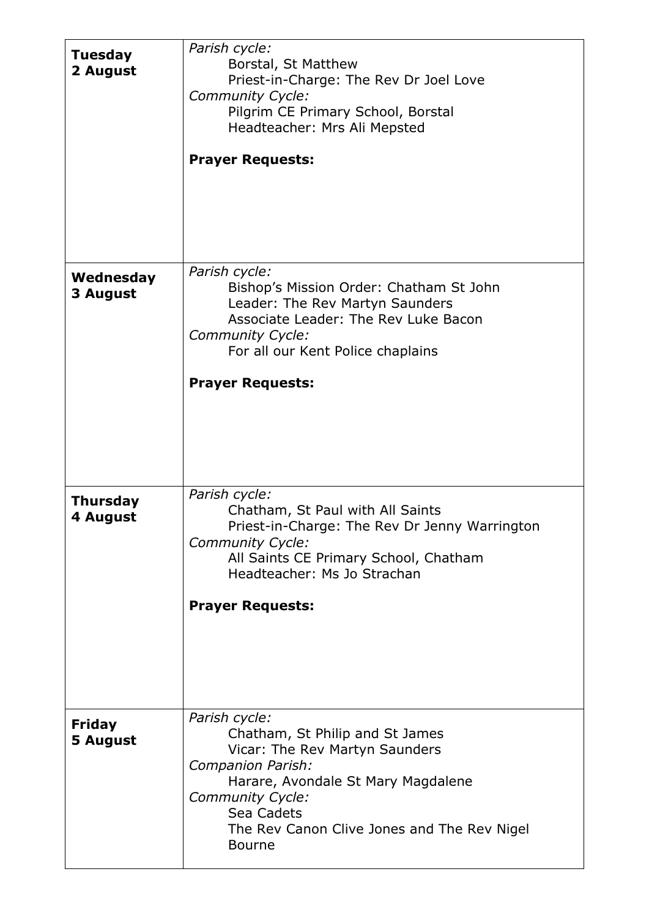| | |
|---|---|
| **Tuesday 2 August** | *Parish cycle:*<br>Borstal, St Matthew<br>Priest-in-Charge: The Rev Dr Joel Love<br>*Community Cycle:*<br>Pilgrim CE Primary School, Borstal<br>Headteacher: Mrs Ali Mepsted<br><br>**Prayer Requests:** |
| **Wednesday 3 August** | *Parish cycle:*<br>Bishop's Mission Order: Chatham St John<br>Leader: The Rev Martyn Saunders<br>Associate Leader: The Rev Luke Bacon<br>*Community Cycle:*<br>For all our Kent Police chaplains<br><br>**Prayer Requests:** |
| **Thursday 4 August** | *Parish cycle:*<br>Chatham, St Paul with All Saints<br>Priest-in-Charge: The Rev Dr Jenny Warrington<br>*Community Cycle:*<br>All Saints CE Primary School, Chatham<br>Headteacher: Ms Jo Strachan<br><br>**Prayer Requests:** |
| **Friday 5 August** | *Parish cycle:*<br>Chatham, St Philip and St James<br>Vicar: The Rev Martyn Saunders<br>*Companion Parish:*<br>Harare, Avondale St Mary Magdalene<br>*Community Cycle:*<br>Sea Cadets<br>The Rev Canon Clive Jones and The Rev Nigel Bourne |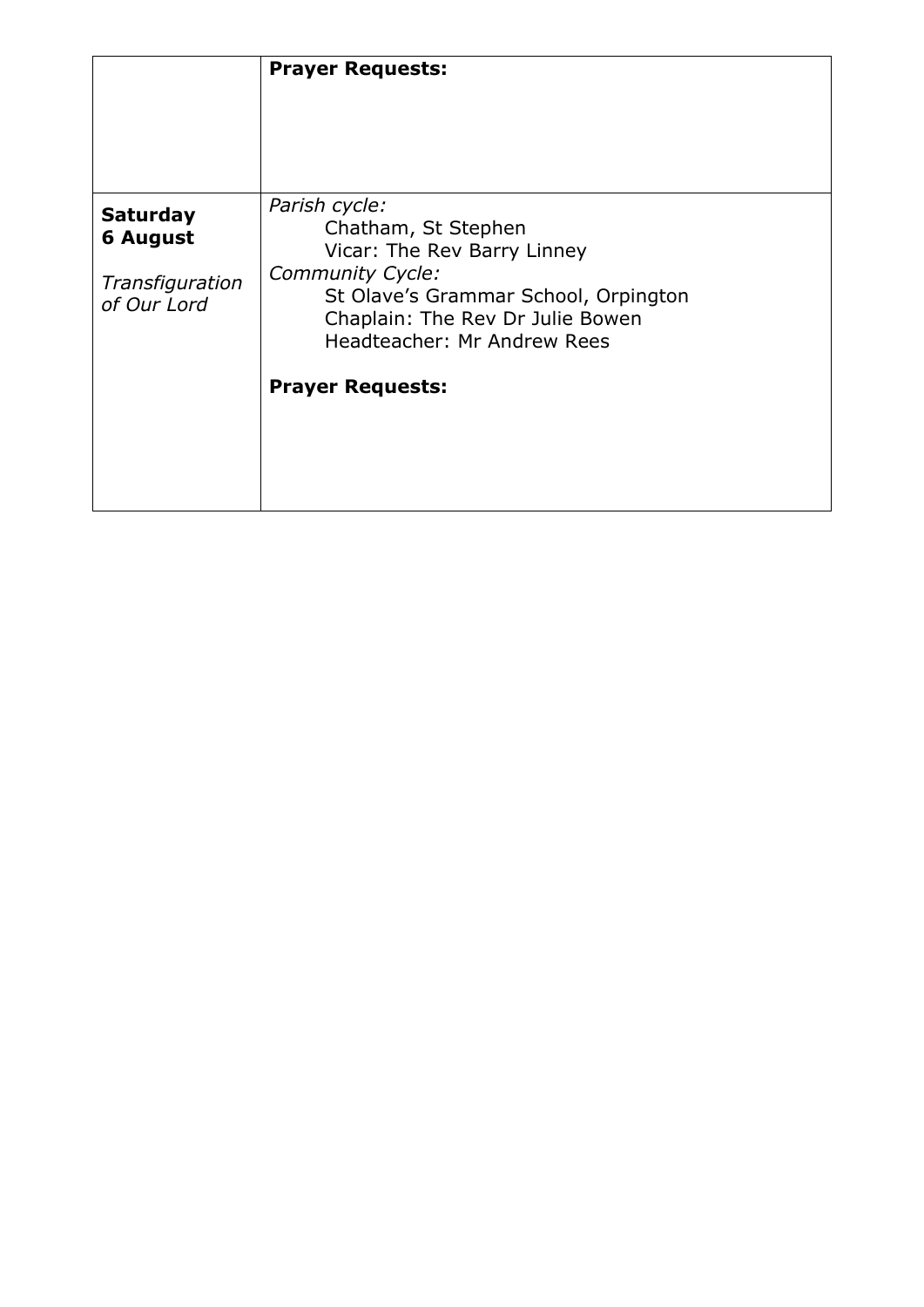| | |
|---|---|
| | **Prayer Requests:** |
| **Saturday 6 August** *Transfiguration of Our Lord* | *Parish cycle:* Chatham, St Stephen Vicar: The Rev Barry Linney *Community Cycle:* St Olave's Grammar School, Orpington Chaplain: The Rev Dr Julie Bowen Headteacher: Mr Andrew Rees **Prayer Requests:** |